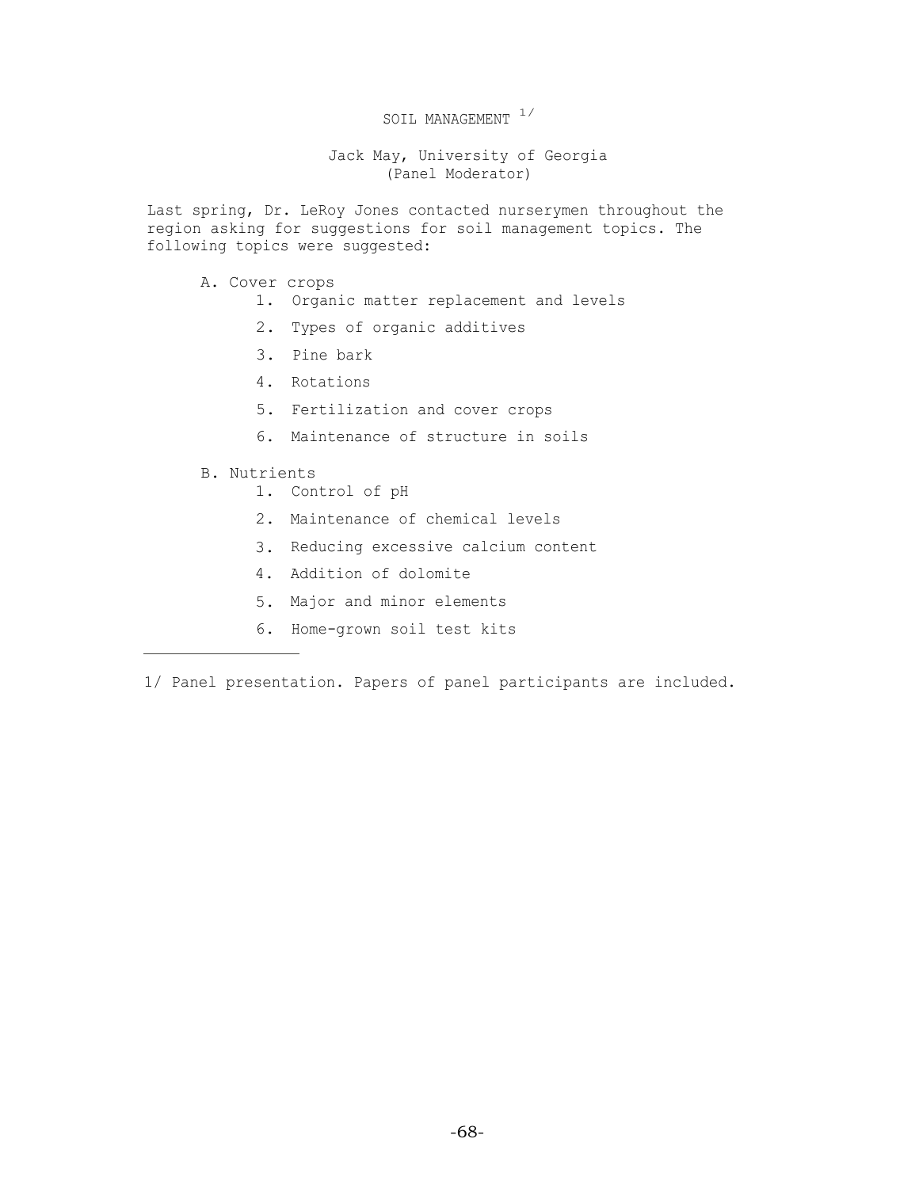# SOIL MANAGEMENT [1/]

Jack May, University of Georgia
(Panel Moderator)

Last spring, Dr. LeRoy Jones contacted nurserymen throughout the region asking for suggestions for soil management topics. The following topics were suggested:

A. Cover crops
   1. Organic matter replacement and levels
   2. Types of organic additives
   3. Pine bark
   4. Rotations
   5. Fertilization and cover crops
   6. Maintenance of structure in soils

B. Nutrients
   1. Control of pH
   2. Maintenance of chemical levels
   3. Reducing excessive calcium content
   4. Addition of dolomite
   5. Major and minor elements
   6. Home-grown soil test kits

---

1/ Panel presentation. Papers of panel participants are included.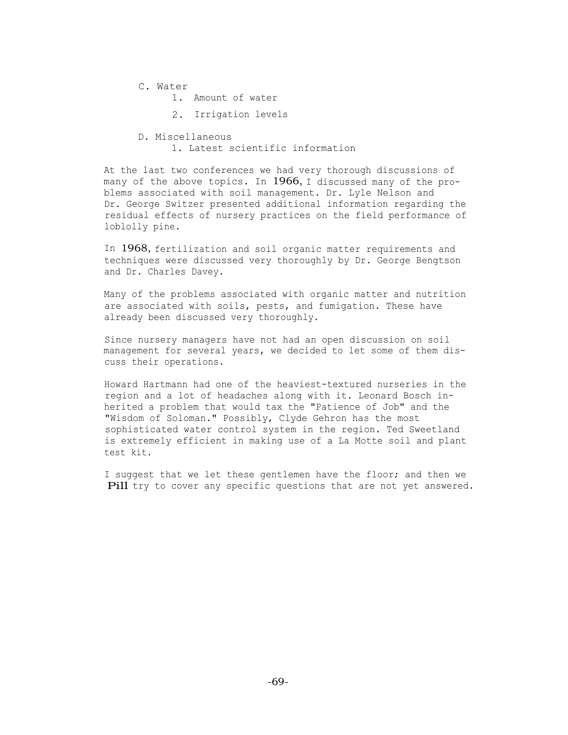C. Water

1. Amount of water
2. Irrigation levels

D. Miscellaneous

1. Latest scientific information

At the last two conferences we had very thorough discussions of many of the above topics. In 1966, I discussed many of the problems associated with soil management. Dr. Lyle Nelson and Dr. George Switzer presented additional information regarding the residual effects of nursery practices on the field performance of loblolly pine.

In 1968, fertilization and soil organic matter requirements and techniques were discussed very thoroughly by Dr. George Bengtson and Dr. Charles Davey.

Many of the problems associated with organic matter and nutrition are associated with soils, pests, and fumigation. These have already been discussed very thoroughly.

Since nursery managers have not had an open discussion on soil management for several years, we decided to let some of them discuss their operations.

Howard Hartmann had one of the heaviest-textured nurseries in the region and a lot of headaches along with it. Leonard Bosch inherited a problem that would tax the "Patience of Job" and the "Wisdom of Soloman." Possibly, Clyde Gehron has the most sophisticated water control system in the region. Ted Sweetland is extremely efficient in making use of a La Motte soil and plant test kit.

I suggest that we let these gentlemen have the floor; and then we Pill try to cover any specific questions that are not yet answered.